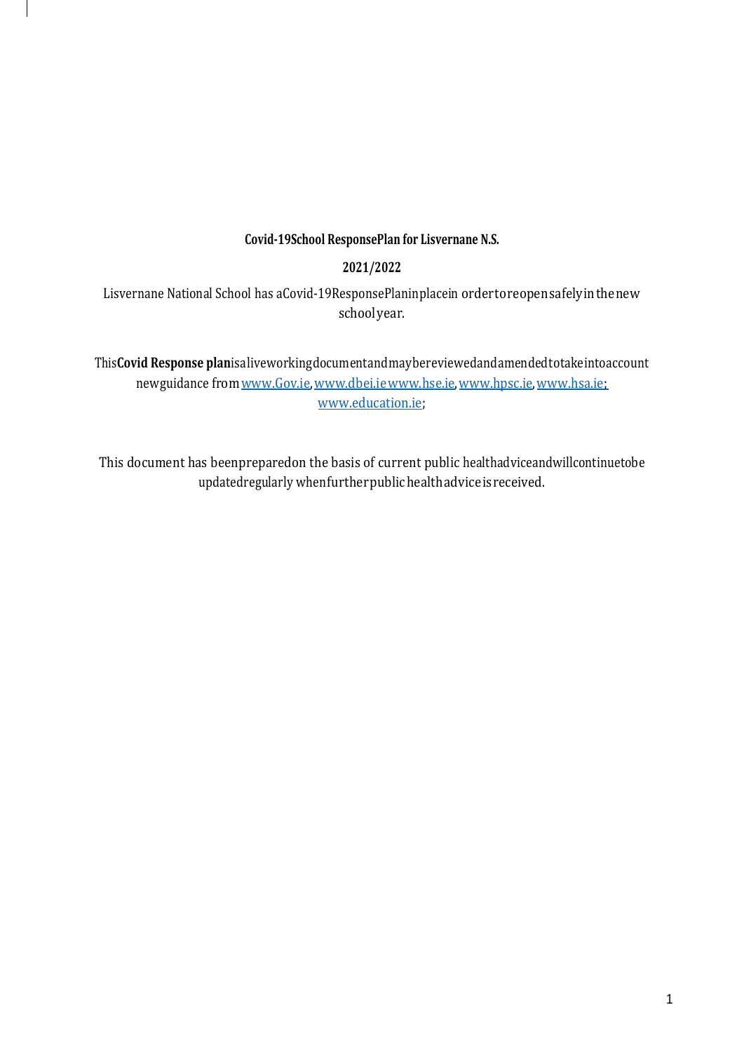**Covid-19 School Response Plan for Lisvernane N.S.**

**2021/2022**

Lisvernane National School has a Covid-19 Response Plan in place in order to reopen safely in the new school year.

This **Covid Response plan** is a live working document and may be reviewed and amended to take into account new guidance from www.Gov.ie, www.dbei.ie www.hse.ie, www.hpsc.ie, www.hsa.ie; www.education.ie;

This document has been prepared on the basis of current public health advice and will continue to be updated regularly when further public health advice is received.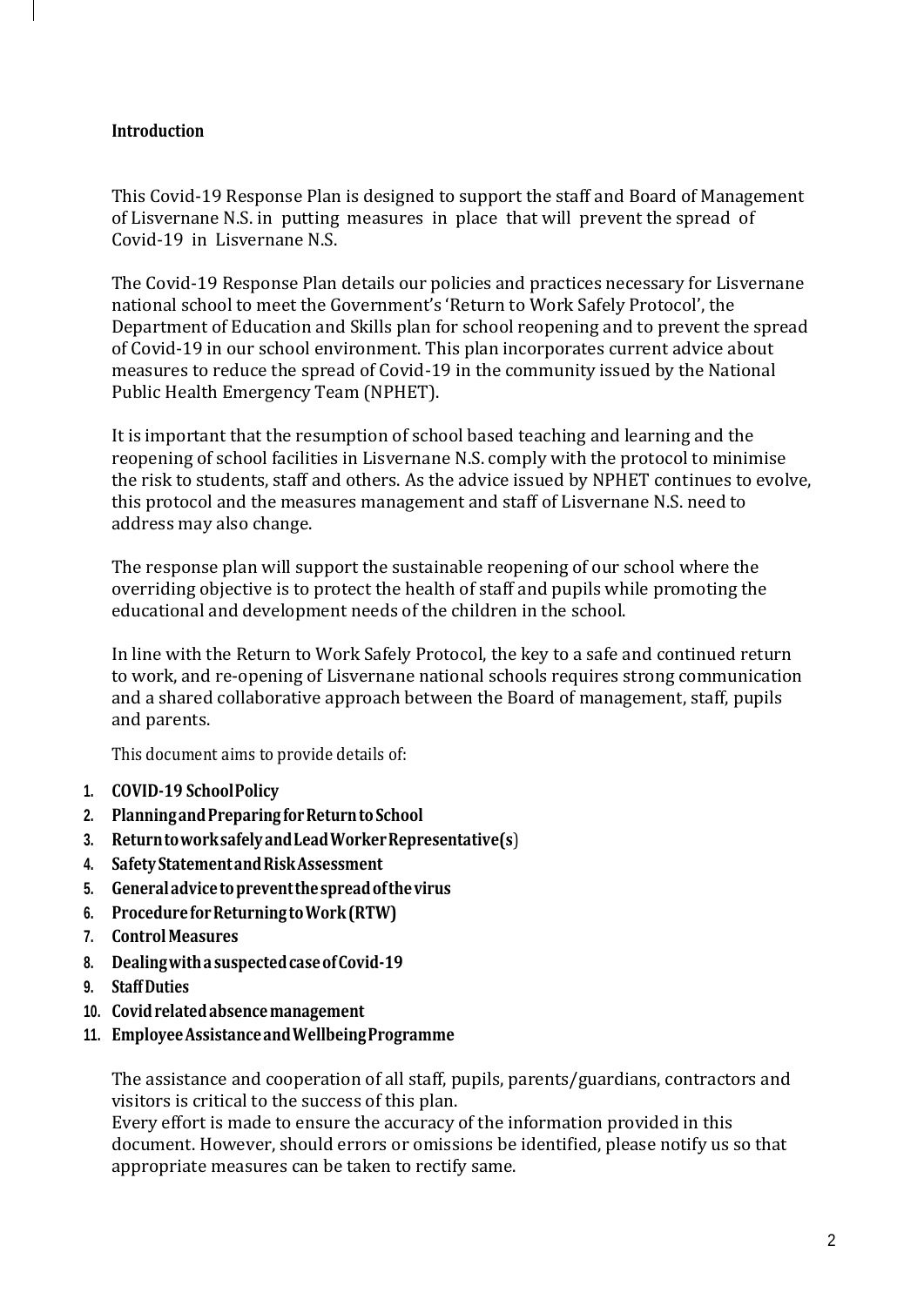## Introduction

This Covid-19 Response Plan is designed to support the staff and Board of Management of Lisvernane N.S. in putting measures in place that will prevent the spread of Covid-19 in Lisvernane N.S.

The Covid-19 Response Plan details our policies and practices necessary for Lisvernane national school to meet the Government's 'Return to Work Safely Protocol', the Department of Education and Skills plan for school reopening and to prevent the spread of Covid-19 in our school environment. This plan incorporates current advice about measures to reduce the spread of Covid-19 in the community issued by the National Public Health Emergency Team (NPHET).

It is important that the resumption of school based teaching and learning and the reopening of school facilities in Lisvernane N.S. comply with the protocol to minimise the risk to students, staff and others. As the advice issued by NPHET continues to evolve, this protocol and the measures management and staff of Lisvernane N.S. need to address may also change.

The response plan will support the sustainable reopening of our school where the overriding objective is to protect the health of staff and pupils while promoting the educational and development needs of the children in the school.

In line with the Return to Work Safely Protocol, the key to a safe and continued return to work, and re-opening of Lisvernane national schools requires strong communication and a shared collaborative approach between the Board of management, staff, pupils and parents.

This document aims to provide details of:

1. **COVID-19 School Policy**
2. **Planning and Preparing for Return to School**
3. **Return to work safely and Lead Worker Representative(s)**
4. **Safety Statement and Risk Assessment**
5. **General advice to prevent the spread of the virus**
6. **Procedure for Returning to Work (RTW)**
7. **Control Measures**
8. **Dealing with a suspected case of Covid-19**
9. **Staff Duties**
10. **Covid related absence management**
11. **Employee Assistance and Wellbeing Programme**

The assistance and cooperation of all staff, pupils, parents/guardians, contractors and visitors is critical to the success of this plan.
Every effort is made to ensure the accuracy of the information provided in this document. However, should errors or omissions be identified, please notify us so that appropriate measures can be taken to rectify same.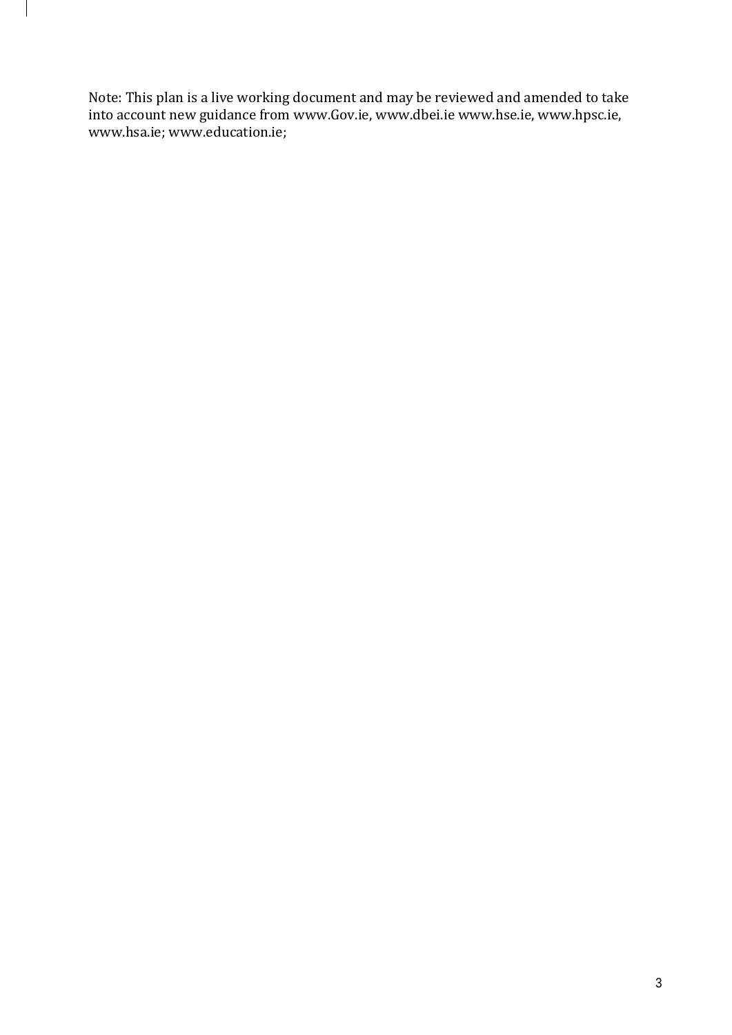Note: This plan is a live working document and may be reviewed and amended to take into account new guidance from www.Gov.ie, www.dbei.ie www.hse.ie, www.hpsc.ie, www.hsa.ie; www.education.ie;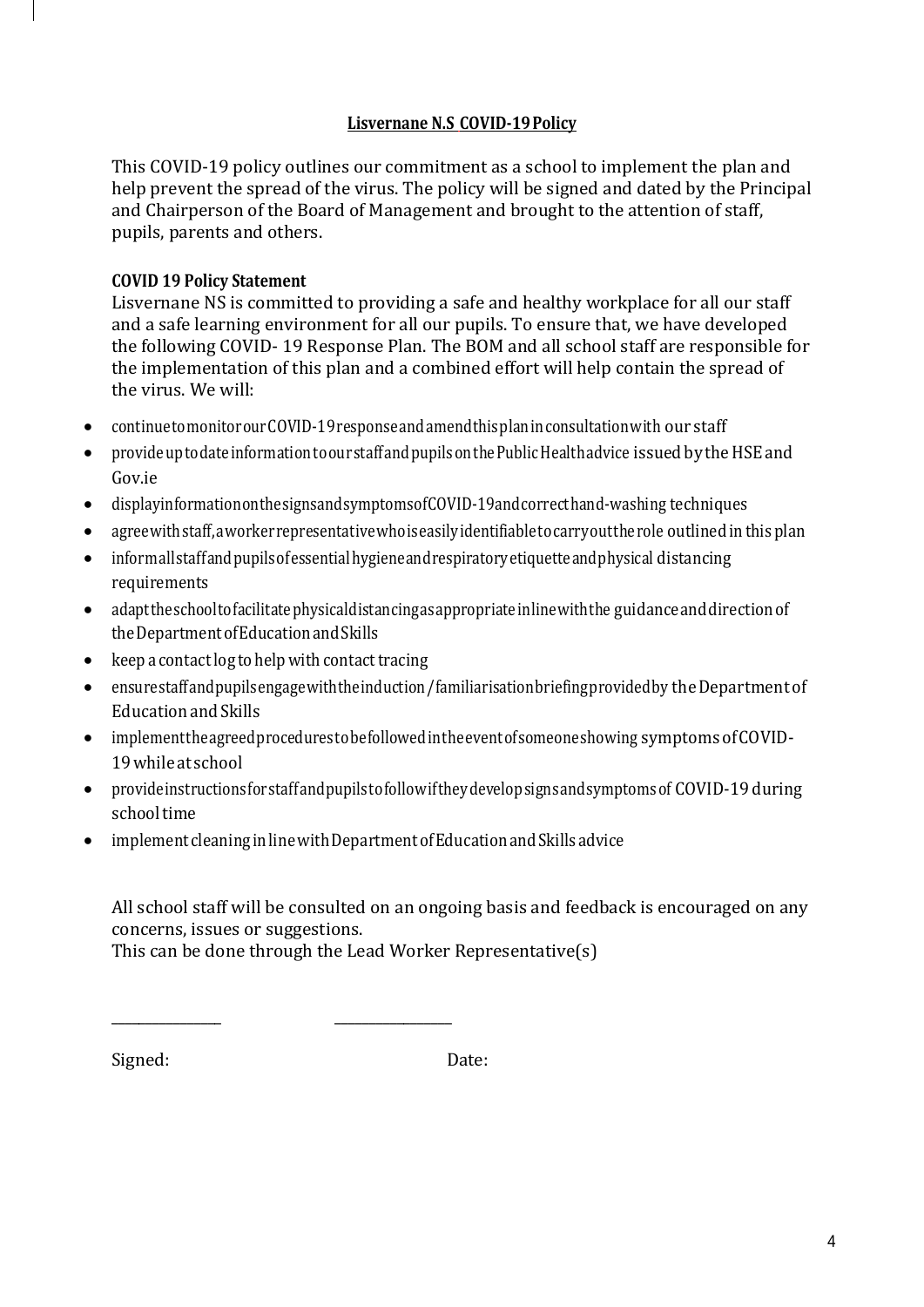**Lisvernane N.S COVID-19 Policy**

This COVID-19 policy outlines our commitment as a school to implement the plan and help prevent the spread of the virus. The policy will be signed and dated by the Principal and Chairperson of the Board of Management and brought to the attention of staff, pupils, parents and others.

**COVID 19 Policy Statement**

Lisvernane NS is committed to providing a safe and healthy workplace for all our staff and a safe learning environment for all our pupils. To ensure that, we have developed the following COVID- 19 Response Plan. The BOM and all school staff are responsible for the implementation of this plan and a combined effort will help contain the spread of the virus. We will:

- continue to monitor our COVID-19 response and amend this plan in consultation with our staff
- provide up to date information to our staff and pupils on the Public Health advice issued by the HSE and Gov.ie
- display information on the signs and symptoms of COVID-19 and correct hand-washing techniques
- agree with staff, a worker representative who is easily identifiable to carry out the role outlined in this plan
- inform all staff and pupils of essential hygiene and respiratory etiquette and physical distancing requirements
- adapt the school to facilitate physical distancing as appropriate in line with the guidance and direction of the Department of Education and Skills
- keep a contact log to help with contact tracing
- ensure staff and pupils engage with the induction / familiarisation briefing provided by the Department of Education and Skills
- implement the agreed procedures to be followed in the event of someone showing symptoms of COVID-19 while at school
- provide instructions for staff and pupils to follow if they develop signs and symptoms of COVID-19 during school time
- implement cleaning in line with Department of Education and Skills advice

All school staff will be consulted on an ongoing basis and feedback is encouraged on any concerns, issues or suggestions.
This can be done through the Lead Worker Representative(s)

_______________ _______________

Signed: Date: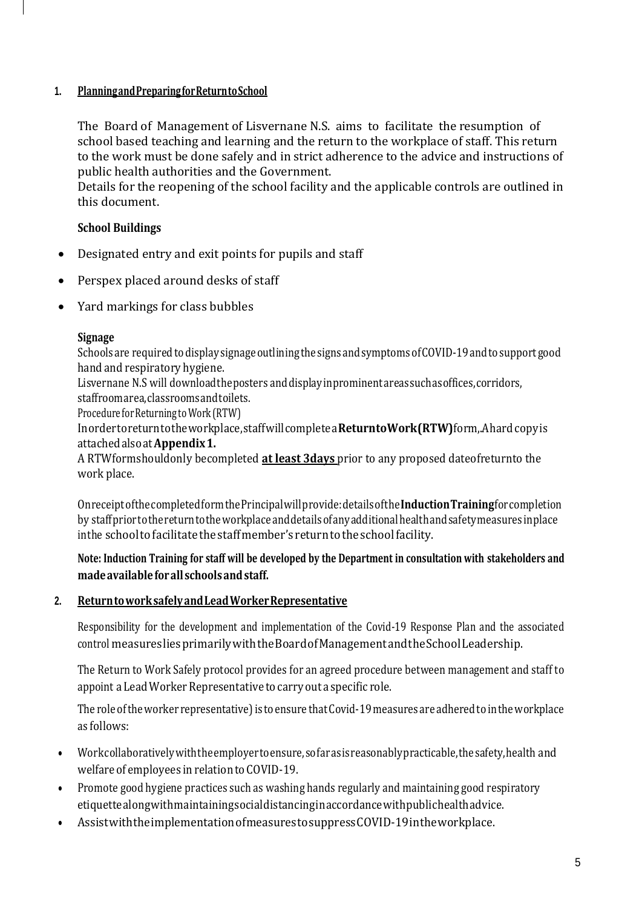## 1. Planning and Preparing for Return to School

The Board of Management of Lisvernane N.S. aims to facilitate the resumption of school based teaching and learning and the return to the workplace of staff. This return to the work must be done safely and in strict adherence to the advice and instructions of public health authorities and the Government.

Details for the reopening of the school facility and the applicable controls are outlined in this document.

### School Buildings

- Designated entry and exit points for pupils and staff
- Perspex placed around desks of staff
- Yard markings for class bubbles

### Signage

Schools are required to display signage outlining the signs and symptoms of COVID-19 and to support good hand and respiratory hygiene.

Lisvernane N.S will download the posters and display in prominent areas such as offices, corridors, staffroom area, classrooms and toilets.

Procedure for Returning to Work (RTW)

In order to return to the workplace, staff will complete a **Return to Work (RTW)** form,. A hard copy is attached also at **Appendix 1.**

A RTW form should only be completed **at least 3days** prior to any proposed date of return to the work place.

On receipt of the completed form the Principal will provide: details of the **Induction Training** for completion by staff prior to the return to the workplace and details of any additional health and safety measures in place in the school to facilitate the staff member's return to the school facility.

**Note: Induction Training for staff will be developed by the Department in consultation with stakeholders and made available for all schools and staff.**

## 2. Return to work safely and Lead Worker Representative

Responsibility for the development and implementation of the Covid-19 Response Plan and the associated control measures lies primarily with the Board of Management and the School Leadership.

The Return to Work Safely protocol provides for an agreed procedure between management and staff to appoint a Lead Worker Representative to carry out a specific role.

The role of the worker representative) is to ensure that Covid-19 measures are adhered to in the workplace as follows:

- Work collaboratively with the employer to ensure, so far as is reasonably practicable, the safety, health and welfare of employees in relation to COVID-19.
- Promote good hygiene practices such as washing hands regularly and maintaining good respiratory etiquette along with maintaining social distancing in accordance with public health advice.
- Assist with the implementation of measures to suppress COVID-19 in the workplace.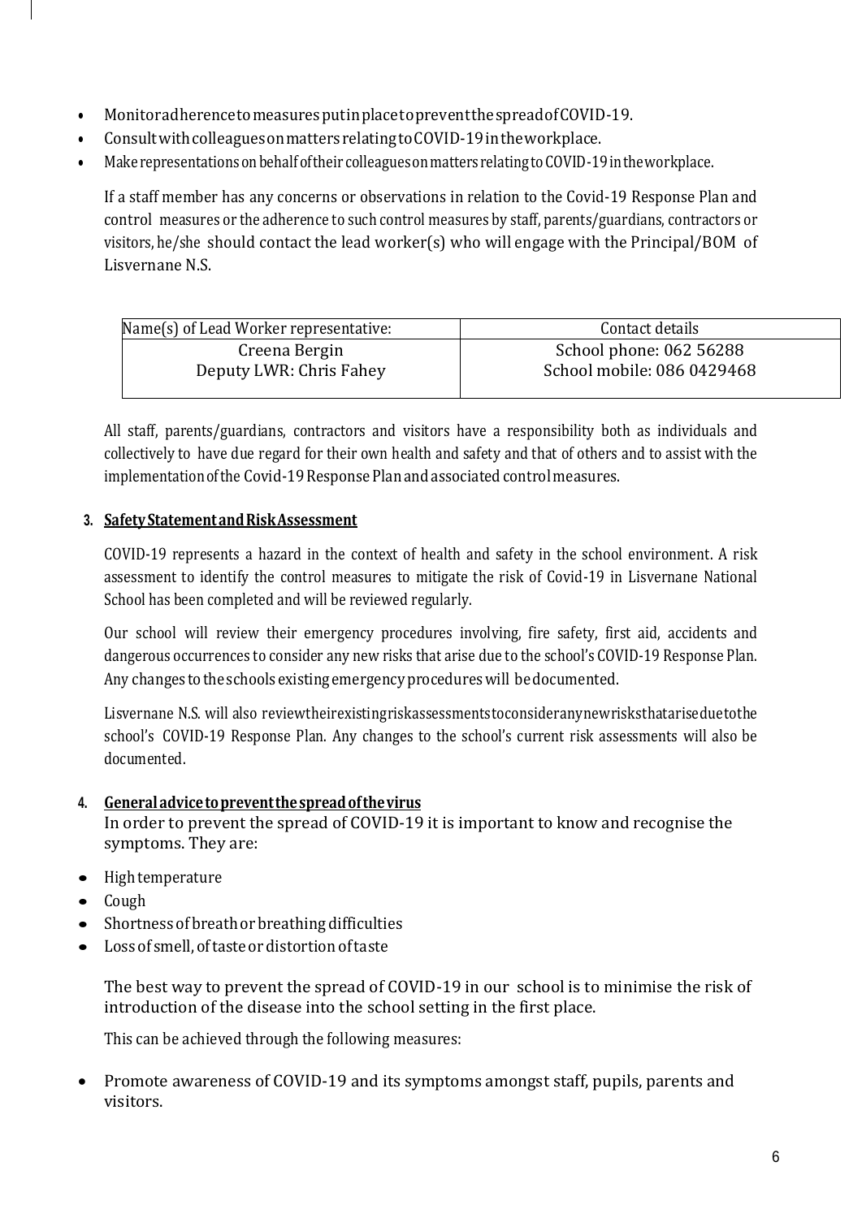- Monitor adherence to measures put in place to prevent the spread of COVID-19.
- Consult with colleagues on matters relating to COVID-19 in the workplace.
- Make representations on behalf of their colleagues on matters relating to COVID-19 in the workplace.

If a staff member has any concerns or observations in relation to the Covid-19 Response Plan and control measures or the adherence to such control measures by staff, parents/guardians, contractors or visitors, he/she should contact the lead worker(s) who will engage with the Principal/BOM of Lisvernane N.S.

| Name(s) of Lead Worker representative: | Contact details |
| --- | --- |
| Creena Bergin<br>Deputy LWR: Chris Fahey | School phone: 062 56288<br>School mobile: 086 0429468 |

All staff, parents/guardians, contractors and visitors have a responsibility both as individuals and collectively to have due regard for their own health and safety and that of others and to assist with the implementation of the Covid-19 Response Plan and associated control measures.

## 3. Safety Statement and Risk Assessment

COVID-19 represents a hazard in the context of health and safety in the school environment. A risk assessment to identify the control measures to mitigate the risk of Covid-19 in Lisvernane National School has been completed and will be reviewed regularly.

Our school will review their emergency procedures involving, fire safety, first aid, accidents and dangerous occurrences to consider any new risks that arise due to the school's COVID-19 Response Plan. Any changes to the schools existing emergency procedures will be documented.

Lisvernane N.S. will also review their existing risk assessments to consider any new risks that arise due to the school's COVID-19 Response Plan. Any changes to the school's current risk assessments will also be documented.

## 4. General advice to prevent the spread of the virus

In order to prevent the spread of COVID-19 it is important to know and recognise the symptoms. They are:

- High temperature
- Cough
- Shortness of breath or breathing difficulties
- Loss of smell, of taste or distortion of taste

The best way to prevent the spread of COVID-19 in our school is to minimise the risk of introduction of the disease into the school setting in the first place.

This can be achieved through the following measures:

- Promote awareness of COVID-19 and its symptoms amongst staff, pupils, parents and visitors.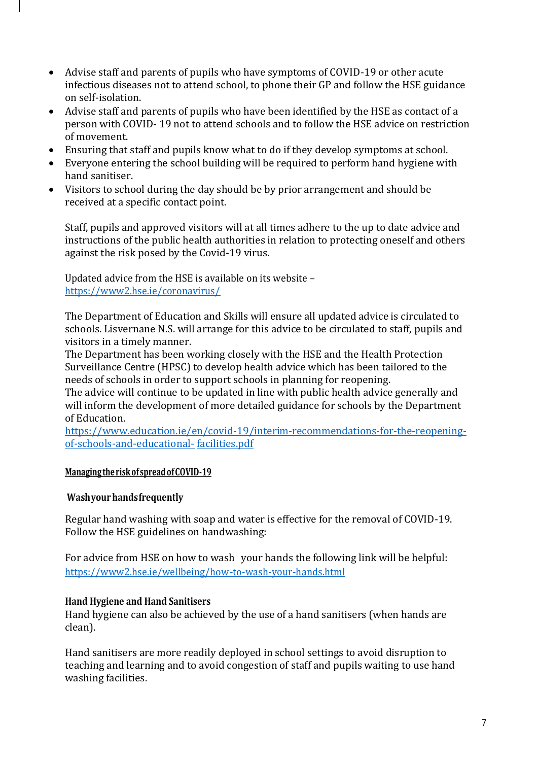- Advise staff and parents of pupils who have symptoms of COVID-19 or other acute infectious diseases not to attend school, to phone their GP and follow the HSE guidance on self-isolation.
- Advise staff and parents of pupils who have been identified by the HSE as contact of a person with COVID- 19 not to attend schools and to follow the HSE advice on restriction of movement.
- Ensuring that staff and pupils know what to do if they develop symptoms at school.
- Everyone entering the school building will be required to perform hand hygiene with hand sanitiser.
- Visitors to school during the day should be by prior arrangement and should be received at a specific contact point.

Staff, pupils and approved visitors will at all times adhere to the up to date advice and instructions of the public health authorities in relation to protecting oneself and others against the risk posed by the Covid-19 virus.

Updated advice from the HSE is available on its website – https://www2.hse.ie/coronavirus/

The Department of Education and Skills will ensure all updated advice is circulated to schools. Lisvernane N.S. will arrange for this advice to be circulated to staff, pupils and visitors in a timely manner.
The Department has been working closely with the HSE and the Health Protection Surveillance Centre (HPSC) to develop health advice which has been tailored to the needs of schools in order to support schools in planning for reopening.
The advice will continue to be updated in line with public health advice generally and will inform the development of more detailed guidance for schools by the Department of Education.
https://www.education.ie/en/covid-19/interim-recommendations-for-the-reopening-of-schools-and-educational- facilities.pdf

## Managing the risk of spread of COVID-19

### Wash your hands frequently

Regular hand washing with soap and water is effective for the removal of COVID-19. Follow the HSE guidelines on handwashing:

For advice from HSE on how to wash your hands the following link will be helpful: https://www2.hse.ie/wellbeing/how-to-wash-your-hands.html

### Hand Hygiene and Hand Sanitisers

Hand hygiene can also be achieved by the use of a hand sanitisers (when hands are clean).

Hand sanitisers are more readily deployed in school settings to avoid disruption to teaching and learning and to avoid congestion of staff and pupils waiting to use hand washing facilities.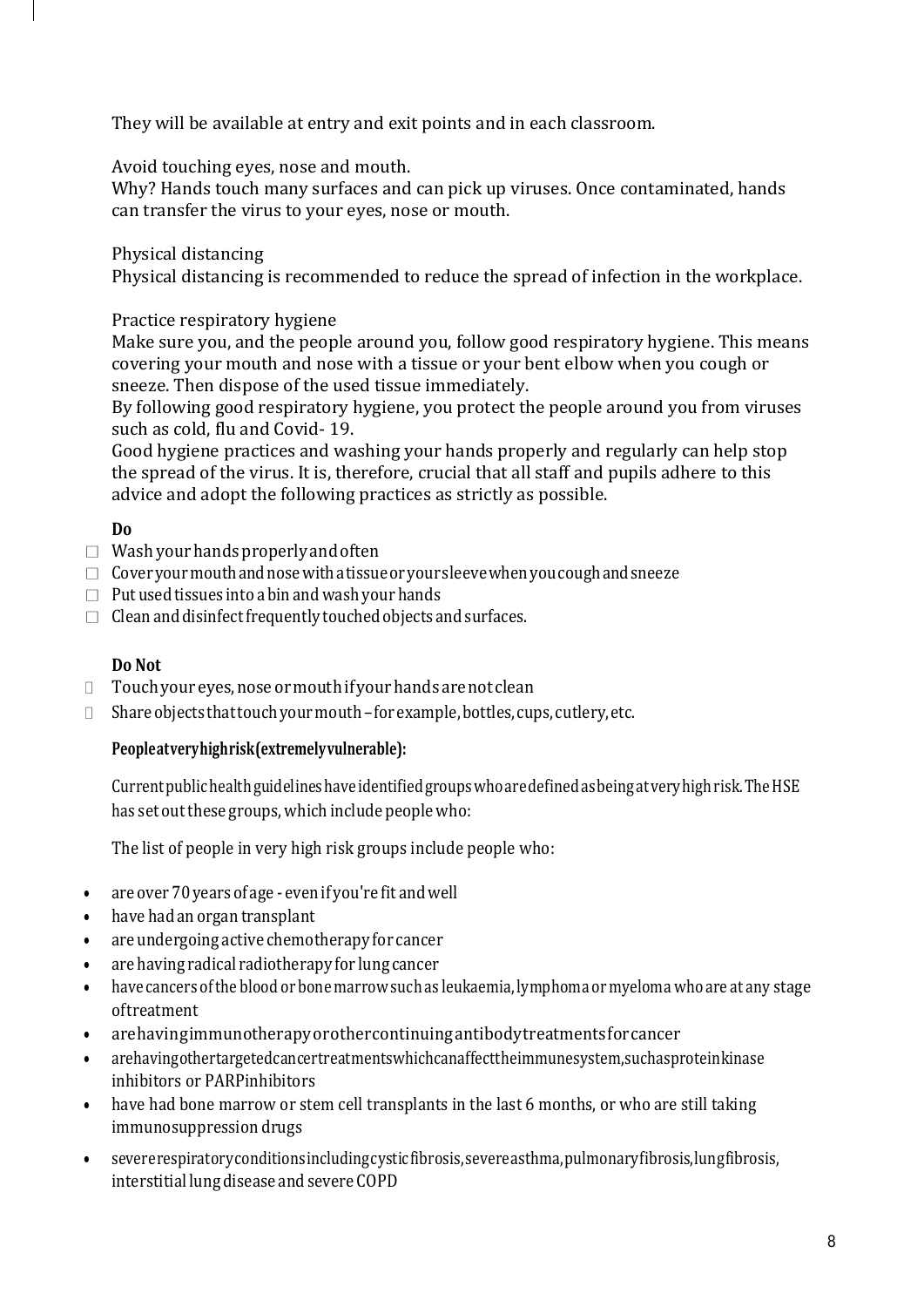They will be available at entry and exit points and in each classroom.

Avoid touching eyes, nose and mouth.
Why? Hands touch many surfaces and can pick up viruses. Once contaminated, hands can transfer the virus to your eyes, nose or mouth.

Physical distancing
Physical distancing is recommended to reduce the spread of infection in the workplace.

Practice respiratory hygiene
Make sure you, and the people around you, follow good respiratory hygiene. This means covering your mouth and nose with a tissue or your bent elbow when you cough or sneeze. Then dispose of the used tissue immediately.
By following good respiratory hygiene, you protect the people around you from viruses such as cold, flu and Covid- 19.
Good hygiene practices and washing your hands properly and regularly can help stop the spread of the virus. It is, therefore, crucial that all staff and pupils adhere to this advice and adopt the following practices as strictly as possible.

**Do**

- Wash your hands properly and often
- Cover your mouth and nose with a tissue or your sleeve when you cough and sneeze
- Put used tissues into a bin and wash your hands
- Clean and disinfect frequently touched objects and surfaces.

**Do Not**

- Touch your eyes, nose or mouth if your hands are not clean
- Share objects that touch your mouth – for example, bottles, cups, cutlery, etc.

**People at very high risk (extremely vulnerable):**

Current public health guidelines have identified groups who are defined as being at very high risk. The HSE has set out these groups, which include people who:

The list of people in very high risk groups include people who:

- are over 70 years of age - even if you're fit and well
- have had an organ transplant
- are undergoing active chemotherapy for cancer
- are having radical radiotherapy for lung cancer
- have cancers of the blood or bone marrow such as leukaemia, lymphoma or myeloma who are at any stage of treatment
- are having immunotherapy or other continuing antibody treatments for cancer
- are having other targeted cancer treatments which can affect the immune system, such as protein kinase inhibitors or PARP inhibitors
- have had bone marrow or stem cell transplants in the last 6 months, or who are still taking immunosuppression drugs
- severe respiratory conditions including cystic fibrosis, severe asthma, pulmonary fibrosis, lung fibrosis, interstitial lung disease and severe COPD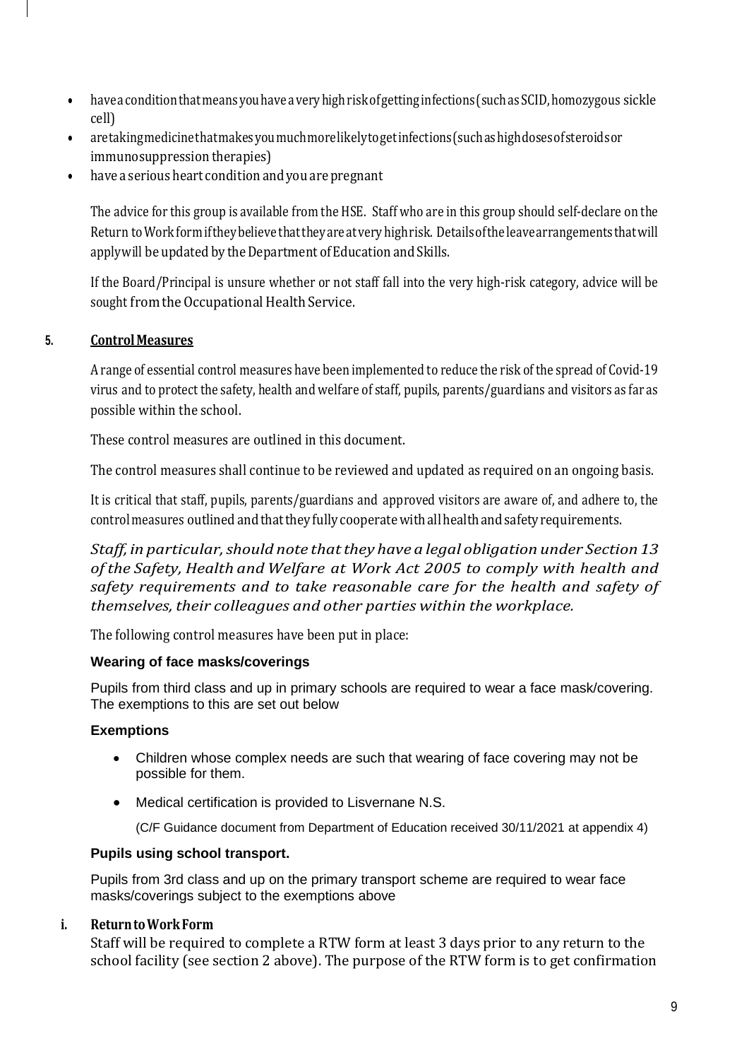- have a condition that means you have a very high risk of getting infections (such as SCID, homozygous sickle cell)
- are taking medicine that makes you much more likely to get infections (such as high doses of steroids or immunosuppression therapies)
- have a serious heart condition and you are pregnant

The advice for this group is available from the HSE. Staff who are in this group should self-declare on the Return to Work form if they believe that they are at very high risk. Details of the leave arrangements that will apply will be updated by the Department of Education and Skills.

If the Board/Principal is unsure whether or not staff fall into the very high-risk category, advice will be sought from the Occupational Health Service.

## 5. Control Measures

A range of essential control measures have been implemented to reduce the risk of the spread of Covid-19 virus and to protect the safety, health and welfare of staff, pupils, parents/guardians and visitors as far as possible within the school.

These control measures are outlined in this document.

The control measures shall continue to be reviewed and updated as required on an ongoing basis.

It is critical that staff, pupils, parents/guardians and approved visitors are aware of, and adhere to, the control measures outlined and that they fully cooperate with all health and safety requirements.

*Staff, in particular, should note that they have a legal obligation under Section 13 of the Safety, Health and Welfare at Work Act 2005 to comply with health and safety requirements and to take reasonable care for the health and safety of themselves, their colleagues and other parties within the workplace.*

The following control measures have been put in place:

**Wearing of face masks/coverings**

Pupils from third class and up in primary schools are required to wear a face mask/covering. The exemptions to this are set out below

**Exemptions**

- Children whose complex needs are such that wearing of face covering may not be possible for them.
- Medical certification is provided to Lisvernane N.S.

  (C/F Guidance document from Department of Education received 30/11/2021 at appendix 4)

**Pupils using school transport.**

Pupils from 3rd class and up on the primary transport scheme are required to wear face masks/coverings subject to the exemptions above

### i. Return to Work Form

Staff will be required to complete a RTW form at least 3 days prior to any return to the school facility (see section 2 above). The purpose of the RTW form is to get confirmation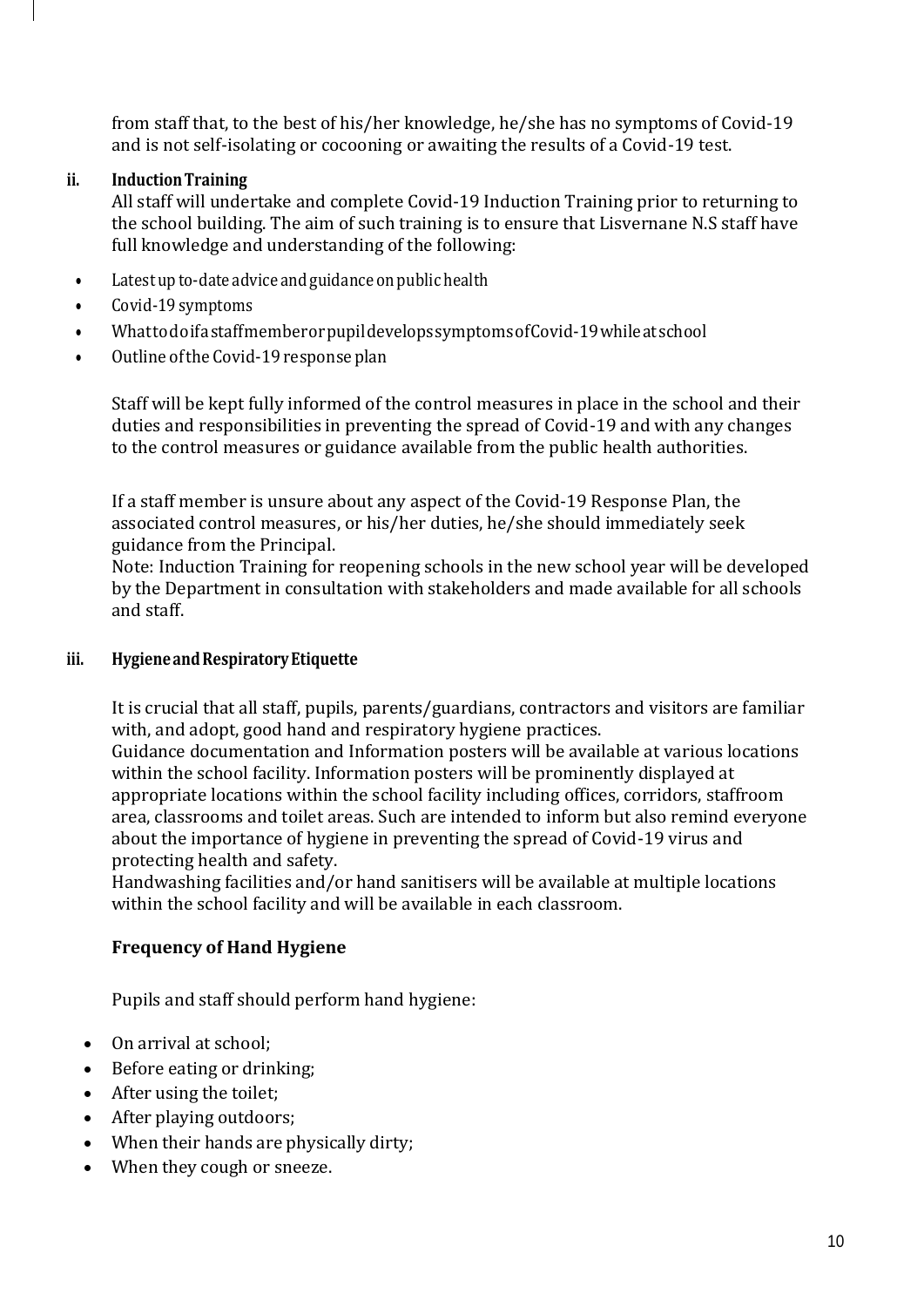from staff that, to the best of his/her knowledge, he/she has no symptoms of Covid-19 and is not self-isolating or cocooning or awaiting the results of a Covid-19 test.

### ii. Induction Training

All staff will undertake and complete Covid-19 Induction Training prior to returning to the school building. The aim of such training is to ensure that Lisvernane N.S staff have full knowledge and understanding of the following:

- Latest up to-date advice and guidance on public health
- Covid-19 symptoms
- What to do if a staff member or pupil develops symptoms of Covid-19 while at school
- Outline of the Covid-19 response plan

Staff will be kept fully informed of the control measures in place in the school and their duties and responsibilities in preventing the spread of Covid-19 and with any changes to the control measures or guidance available from the public health authorities.

If a staff member is unsure about any aspect of the Covid-19 Response Plan, the associated control measures, or his/her duties, he/she should immediately seek guidance from the Principal.

Note: Induction Training for reopening schools in the new school year will be developed by the Department in consultation with stakeholders and made available for all schools and staff.

### iii. Hygiene and Respiratory Etiquette

It is crucial that all staff, pupils, parents/guardians, contractors and visitors are familiar with, and adopt, good hand and respiratory hygiene practices.

Guidance documentation and Information posters will be available at various locations within the school facility. Information posters will be prominently displayed at appropriate locations within the school facility including offices, corridors, staffroom area, classrooms and toilet areas. Such are intended to inform but also remind everyone about the importance of hygiene in preventing the spread of Covid-19 virus and protecting health and safety.

Handwashing facilities and/or hand sanitisers will be available at multiple locations within the school facility and will be available in each classroom.

**Frequency of Hand Hygiene**

Pupils and staff should perform hand hygiene:

- On arrival at school;
- Before eating or drinking;
- After using the toilet;
- After playing outdoors;
- When their hands are physically dirty;
- When they cough or sneeze.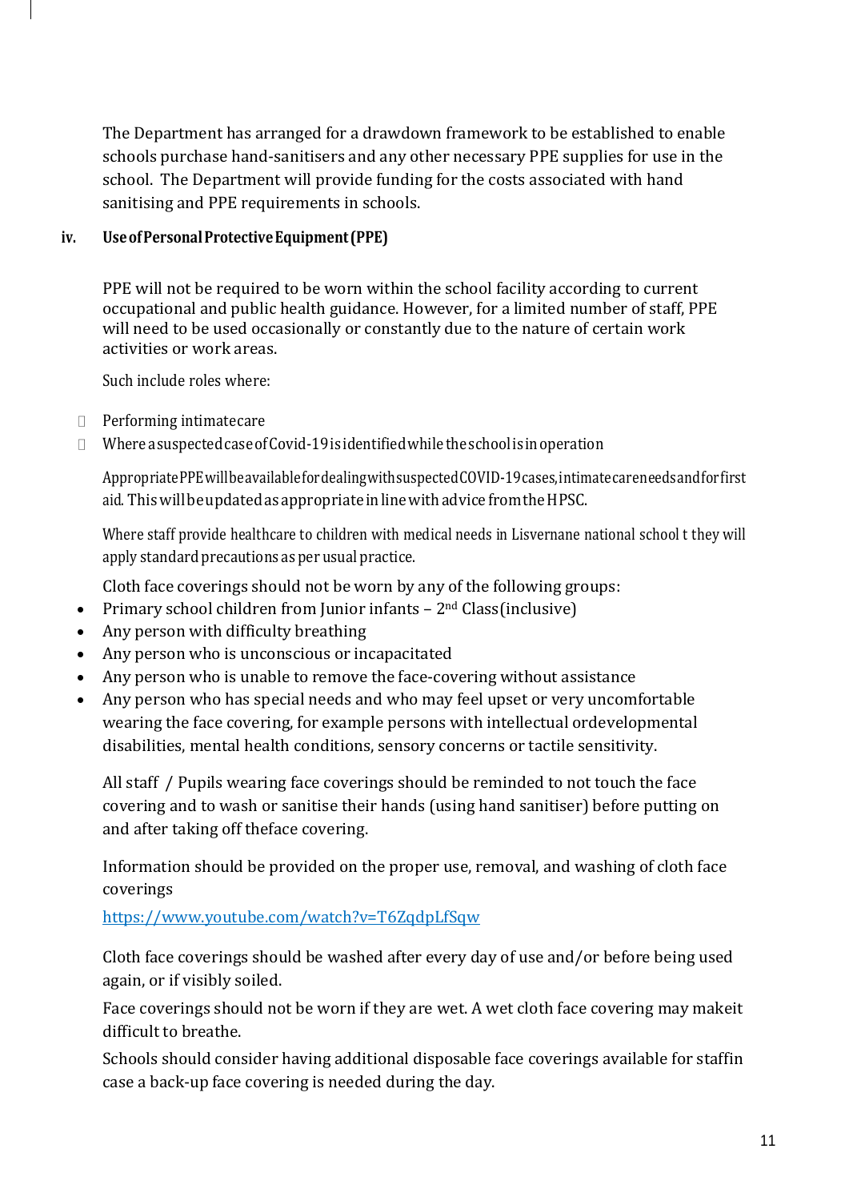The Department has arranged for a drawdown framework to be established to enable schools purchase hand-sanitisers and any other necessary PPE supplies for use in the school. The Department will provide funding for the costs associated with hand sanitising and PPE requirements in schools.

### iv. Use of Personal Protective Equipment (PPE)

PPE will not be required to be worn within the school facility according to current occupational and public health guidance. However, for a limited number of staff, PPE will need to be used occasionally or constantly due to the nature of certain work activities or work areas.

Such include roles where:

- Performing intimate care
- Where a suspected case of Covid-19 is identified while the school is in operation

Appropriate PPE will be available for dealing with suspected COVID-19 cases, intimate care needs and for first aid. This will be updated as appropriate in line with advice from the HPSC.

Where staff provide healthcare to children with medical needs in Lisvernane national school t they will apply standard precautions as per usual practice.

Cloth face coverings should not be worn by any of the following groups:

- Primary school children from Junior infants – 2nd Class (inclusive)
- Any person with difficulty breathing
- Any person who is unconscious or incapacitated
- Any person who is unable to remove the face-covering without assistance
- Any person who has special needs and who may feel upset or very uncomfortable wearing the face covering, for example persons with intellectual or developmental disabilities, mental health conditions, sensory concerns or tactile sensitivity.

All staff / Pupils wearing face coverings should be reminded to not touch the face covering and to wash or sanitise their hands (using hand sanitiser) before putting on and after taking off the face covering.

Information should be provided on the proper use, removal, and washing of cloth face coverings

https://www.youtube.com/watch?v=T6ZqdpLfSqw

Cloth face coverings should be washed after every day of use and/or before being used again, or if visibly soiled.

Face coverings should not be worn if they are wet. A wet cloth face covering may make it difficult to breathe.

Schools should consider having additional disposable face coverings available for staff in case a back-up face covering is needed during the day.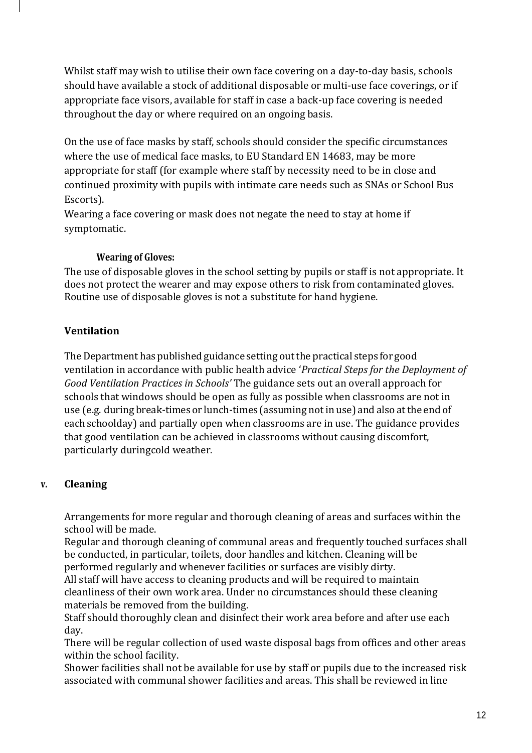Whilst staff may wish to utilise their own face covering on a day-to-day basis, schools should have available a stock of additional disposable or multi-use face coverings, or if appropriate face visors, available for staff in case a back-up face covering is needed throughout the day or where required on an ongoing basis.

On the use of face masks by staff, schools should consider the specific circumstances where the use of medical face masks, to EU Standard EN 14683, may be more appropriate for staff (for example where staff by necessity need to be in close and continued proximity with pupils with intimate care needs such as SNAs or School Bus Escorts).
Wearing a face covering or mask does not negate the need to stay at home if symptomatic.

**Wearing of Gloves:**
The use of disposable gloves in the school setting by pupils or staff is not appropriate. It does not protect the wearer and may expose others to risk from contaminated gloves. Routine use of disposable gloves is not a substitute for hand hygiene.

**Ventilation**

The Department has published guidance setting out the practical steps for good ventilation in accordance with public health advice '*Practical Steps for the Deployment of Good Ventilation Practices in Schools'* The guidance sets out an overall approach for schools that windows should be open as fully as possible when classrooms are not in use (e.g. during break-times or lunch-times (assuming not in use) and also at the end of each schoolday) and partially open when classrooms are in use. The guidance provides that good ventilation can be achieved in classrooms without causing discomfort, particularly duringcold weather.

## v. Cleaning

Arrangements for more regular and thorough cleaning of areas and surfaces within the school will be made.
Regular and thorough cleaning of communal areas and frequently touched surfaces shall be conducted, in particular, toilets, door handles and kitchen. Cleaning will be performed regularly and whenever facilities or surfaces are visibly dirty.
All staff will have access to cleaning products and will be required to maintain cleanliness of their own work area. Under no circumstances should these cleaning materials be removed from the building.
Staff should thoroughly clean and disinfect their work area before and after use each day.
There will be regular collection of used waste disposal bags from offices and other areas within the school facility.
Shower facilities shall not be available for use by staff or pupils due to the increased risk associated with communal shower facilities and areas. This shall be reviewed in line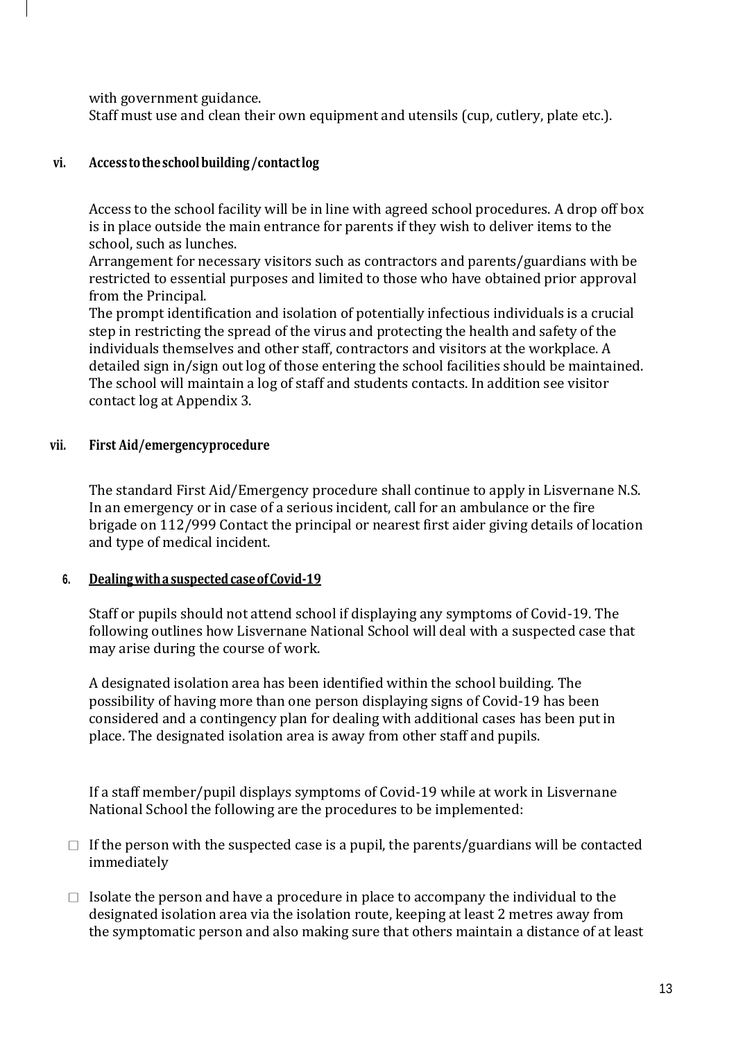with government guidance.
Staff must use and clean their own equipment and utensils (cup, cutlery, plate etc.).

### vi. Access to the school building /contact log

Access to the school facility will be in line with agreed school procedures. A drop off box is in place outside the main entrance for parents if they wish to deliver items to the school, such as lunches.
Arrangement for necessary visitors such as contractors and parents/guardians with be restricted to essential purposes and limited to those who have obtained prior approval from the Principal.
The prompt identification and isolation of potentially infectious individuals is a crucial step in restricting the spread of the virus and protecting the health and safety of the individuals themselves and other staff, contractors and visitors at the workplace. A detailed sign in/sign out log of those entering the school facilities should be maintained. The school will maintain a log of staff and students contacts. In addition see visitor contact log at Appendix 3.

### vii. First Aid/emergency procedure

The standard First Aid/Emergency procedure shall continue to apply in Lisvernane N.S. In an emergency or in case of a serious incident, call for an ambulance or the fire brigade on 112/999 Contact the principal or nearest first aider giving details of location and type of medical incident.

## 6. Dealing with a suspected case of Covid-19

Staff or pupils should not attend school if displaying any symptoms of Covid-19. The following outlines how Lisvernane National School will deal with a suspected case that may arise during the course of work.

A designated isolation area has been identified within the school building. The possibility of having more than one person displaying signs of Covid-19 has been considered and a contingency plan for dealing with additional cases has been put in place. The designated isolation area is away from other staff and pupils.

If a staff member/pupil displays symptoms of Covid-19 while at work in Lisvernane National School the following are the procedures to be implemented:

- If the person with the suspected case is a pupil, the parents/guardians will be contacted immediately
- Isolate the person and have a procedure in place to accompany the individual to the designated isolation area via the isolation route, keeping at least 2 metres away from the symptomatic person and also making sure that others maintain a distance of at least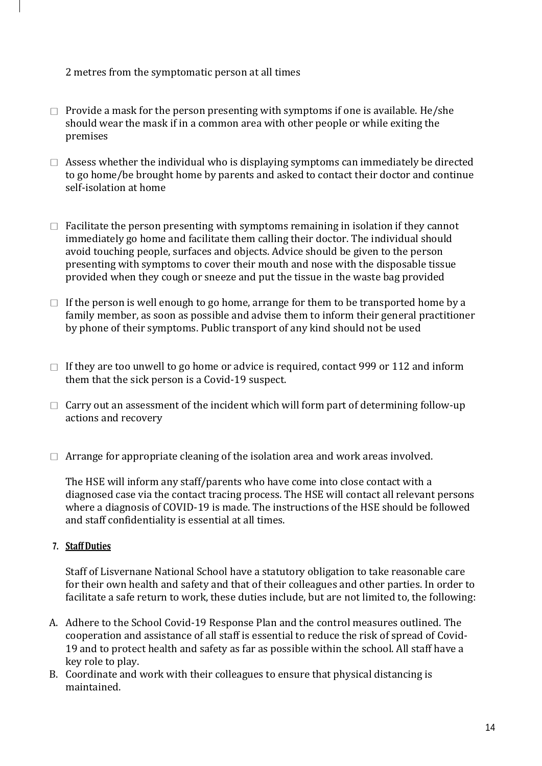2 metres from the symptomatic person at all times

- ☐ Provide a mask for the person presenting with symptoms if one is available. He/she should wear the mask if in a common area with other people or while exiting the premises
- ☐ Assess whether the individual who is displaying symptoms can immediately be directed to go home/be brought home by parents and asked to contact their doctor and continue self-isolation at home
- ☐ Facilitate the person presenting with symptoms remaining in isolation if they cannot immediately go home and facilitate them calling their doctor. The individual should avoid touching people, surfaces and objects. Advice should be given to the person presenting with symptoms to cover their mouth and nose with the disposable tissue provided when they cough or sneeze and put the tissue in the waste bag provided
- ☐ If the person is well enough to go home, arrange for them to be transported home by a family member, as soon as possible and advise them to inform their general practitioner by phone of their symptoms. Public transport of any kind should not be used
- ☐ If they are too unwell to go home or advice is required, contact 999 or 112 and inform them that the sick person is a Covid-19 suspect.
- ☐ Carry out an assessment of the incident which will form part of determining follow-up actions and recovery
- ☐ Arrange for appropriate cleaning of the isolation area and work areas involved.

The HSE will inform any staff/parents who have come into close contact with a diagnosed case via the contact tracing process. The HSE will contact all relevant persons where a diagnosis of COVID-19 is made. The instructions of the HSE should be followed and staff confidentiality is essential at all times.

## 7. Staff Duties

Staff of Lisvernane National School have a statutory obligation to take reasonable care for their own health and safety and that of their colleagues and other parties. In order to facilitate a safe return to work, these duties include, but are not limited to, the following:

A. Adhere to the School Covid-19 Response Plan and the control measures outlined. The cooperation and assistance of all staff is essential to reduce the risk of spread of Covid-19 and to protect health and safety as far as possible within the school. All staff have a key role to play.
B. Coordinate and work with their colleagues to ensure that physical distancing is maintained.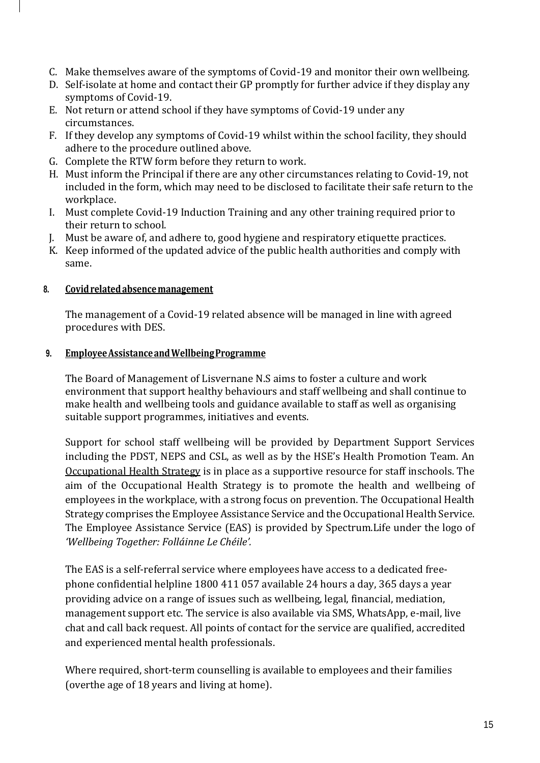C. Make themselves aware of the symptoms of Covid-19 and monitor their own wellbeing.
D. Self-isolate at home and contact their GP promptly for further advice if they display any symptoms of Covid-19.
E. Not return or attend school if they have symptoms of Covid-19 under any circumstances.
F. If they develop any symptoms of Covid-19 whilst within the school facility, they should adhere to the procedure outlined above.
G. Complete the RTW form before they return to work.
H. Must inform the Principal if there are any other circumstances relating to Covid-19, not included in the form, which may need to be disclosed to facilitate their safe return to the workplace.
I. Must complete Covid-19 Induction Training and any other training required prior to their return to school.
J. Must be aware of, and adhere to, good hygiene and respiratory etiquette practices.
K. Keep informed of the updated advice of the public health authorities and comply with same.

## 8. Covid related absence management

The management of a Covid-19 related absence will be managed in line with agreed procedures with DES.

## 9. Employee Assistance and Wellbeing Programme

The Board of Management of Lisvernane N.S aims to foster a culture and work environment that support healthy behaviours and staff wellbeing and shall continue to make health and wellbeing tools and guidance available to staff as well as organising suitable support programmes, initiatives and events.

Support for school staff wellbeing will be provided by Department Support Services including the PDST, NEPS and CSL, as well as by the HSE's Health Promotion Team. An Occupational Health Strategy is in place as a supportive resource for staff inschools. The aim of the Occupational Health Strategy is to promote the health and wellbeing of employees in the workplace, with a strong focus on prevention. The Occupational Health Strategy comprises the Employee Assistance Service and the Occupational Health Service. The Employee Assistance Service (EAS) is provided by Spectrum.Life under the logo of *'Wellbeing Together: Folláinne Le Chéile'.*

The EAS is a self-referral service where employees have access to a dedicated free-phone confidential helpline 1800 411 057 available 24 hours a day, 365 days a year providing advice on a range of issues such as wellbeing, legal, financial, mediation, management support etc. The service is also available via SMS, WhatsApp, e-mail, live chat and call back request. All points of contact for the service are qualified, accredited and experienced mental health professionals.

Where required, short-term counselling is available to employees and their families (overthe age of 18 years and living at home).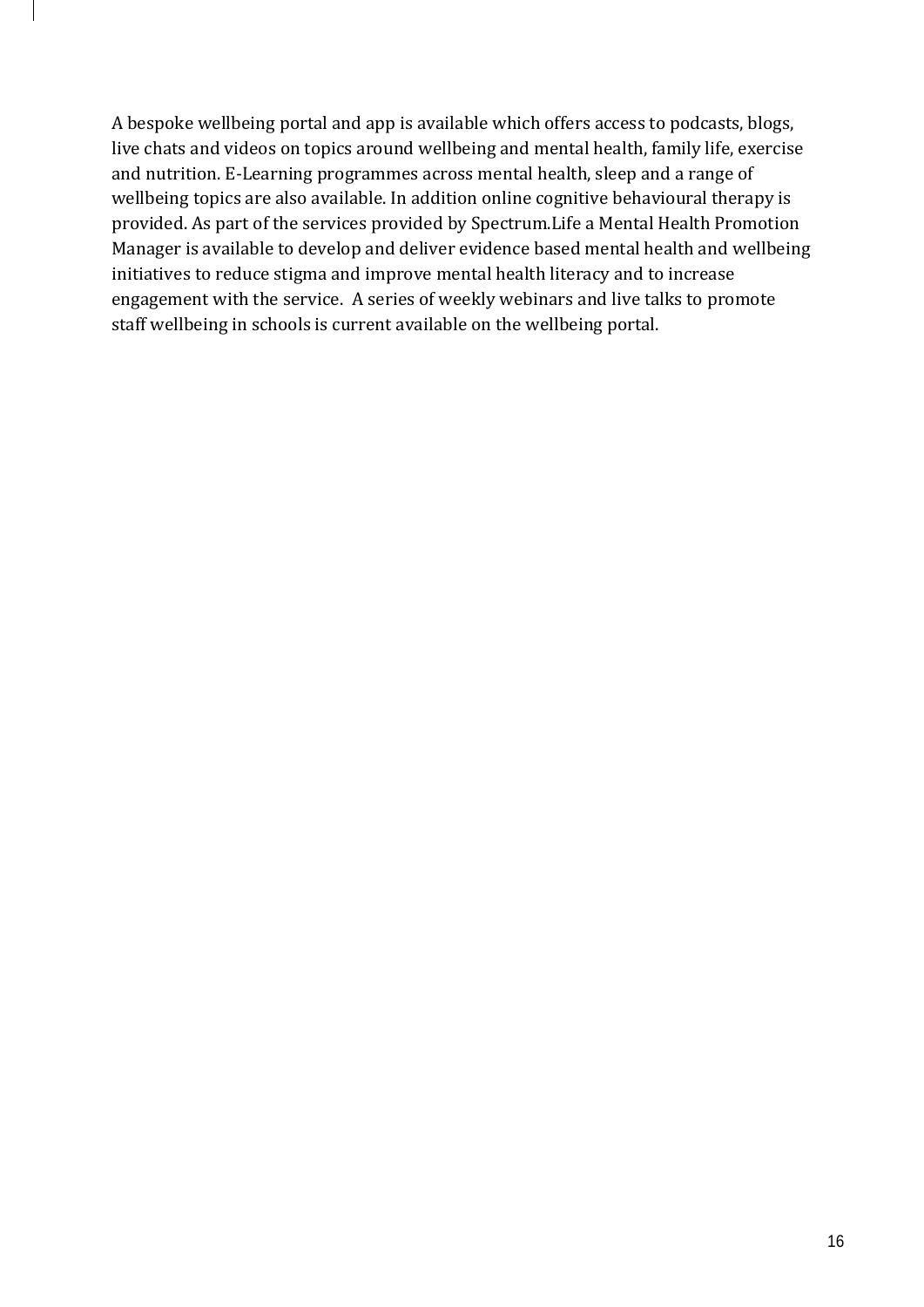A bespoke wellbeing portal and app is available which offers access to podcasts, blogs, live chats and videos on topics around wellbeing and mental health, family life, exercise and nutrition. E-Learning programmes across mental health, sleep and a range of wellbeing topics are also available. In addition online cognitive behavioural therapy is provided. As part of the services provided by Spectrum.Life a Mental Health Promotion Manager is available to develop and deliver evidence based mental health and wellbeing initiatives to reduce stigma and improve mental health literacy and to increase engagement with the service. A series of weekly webinars and live talks to promote staff wellbeing in schools is current available on the wellbeing portal.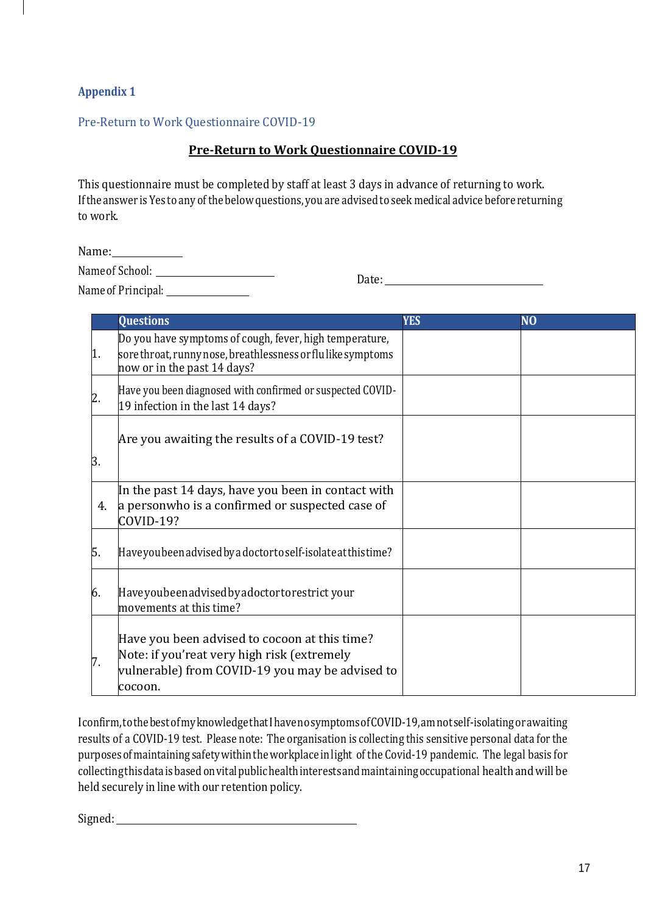## Appendix 1

### Pre-Return to Work Questionnaire COVID-19

**Pre-Return to Work Questionnaire COVID-19**

This questionnaire must be completed by staff at least 3 days in advance of returning to work. If the answer is Yes to any of the below questions, you are advised to seek medical advice before returning to work.

Name: ____________

Name of School: ____________________

Name of Principal: ______________

Date: ______________________________

| | Questions | YES | NO |
|---|---|---|---|
| 1. | Do you have symptoms of cough, fever, high temperature, sore throat, runny nose, breathlessness or flu like symptoms now or in the past 14 days? | | |
| 2. | Have you been diagnosed with confirmed or suspected COVID-19 infection in the last 14 days? | | |
| 3. | Are you awaiting the results of a COVID-19 test? | | |
| 4. | In the past 14 days, have you been in contact with a personwho is a confirmed or suspected case of COVID-19? | | |
| 5. | Have you been advised by a doctor to self-isolate at this time? | | |
| 6. | Have you been advised by a doctor to restrict your movements at this time? | | |
| 7. | Have you been advised to cocoon at this time? Note: if you'reat very high risk (extremely vulnerable) from COVID-19 you may be advised to cocoon. | | |

I confirm, to the best of my knowledge that I have no symptoms of COVID-19, am not self-isolating or awaiting results of a COVID-19 test. Please note: The organisation is collecting this sensitive personal data for the purposes of maintaining safety within the workplace in light of the Covid-19 pandemic. The legal basis for collecting this data is based on vital public health interests and maintaining occupational health and will be held securely in line with our retention policy.

Signed: ________________________________________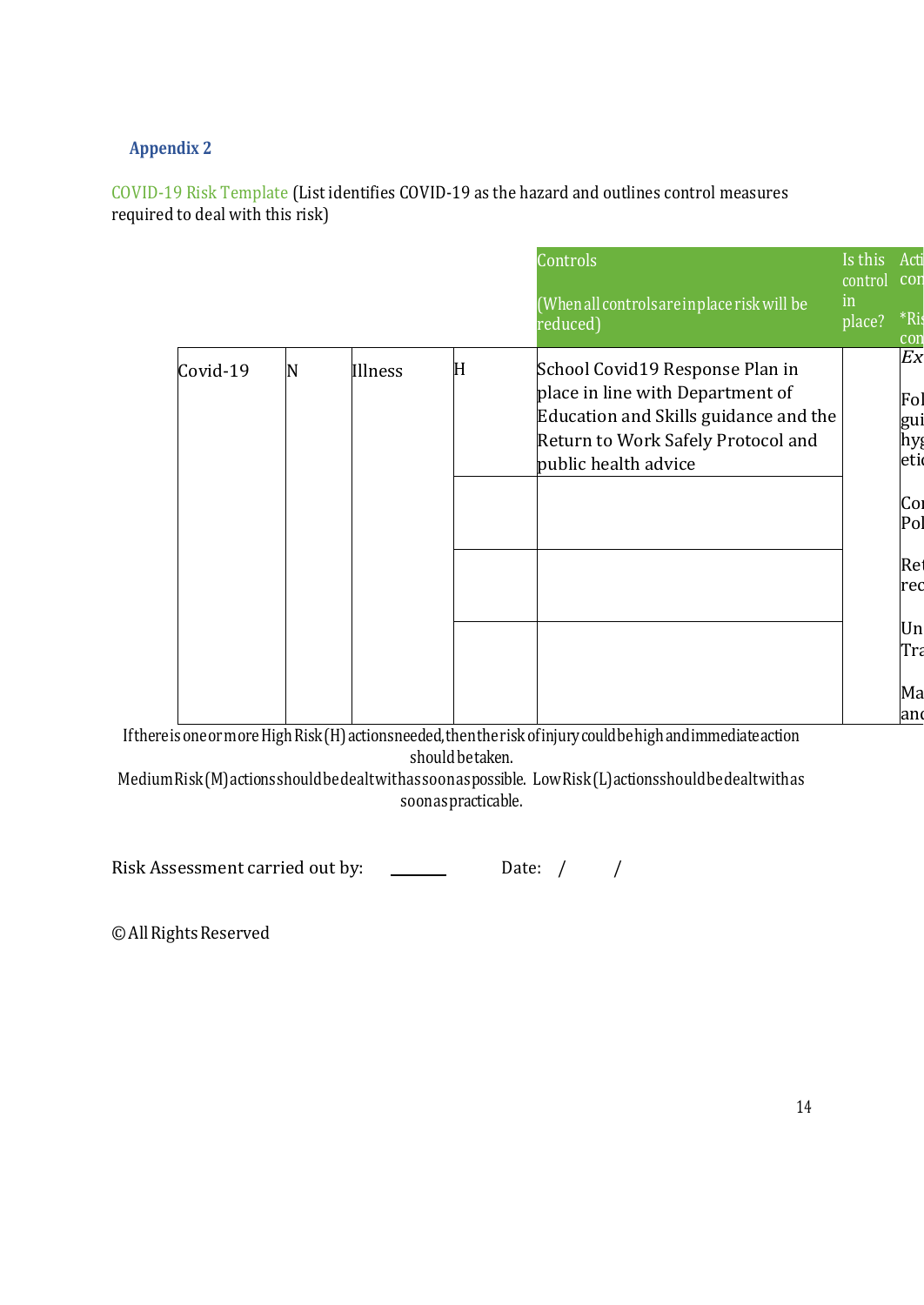### Appendix 2

COVID-19 Risk Template (List identifies COVID-19 as the hazard and outlines control measures required to deal with this risk)

| | | | | Controls (When all controls are in place risk will be reduced) | Is this control in place? | Acti con *Ris con |
|---|---|---|---|---|---|---|
| Covid-19 | N | Illness | H | School Covid19 Response Plan in place in line with Department of Education and Skills guidance and the Return to Work Safely Protocol and public health advice | | *Ex* Fol gui hyg etic |
| | | | | | | Con Pol |
| | | | | | | Ret rec |
| | | | | | | Un Tra Ma anc |

If there is one or more High Risk (H) actions needed, then the risk of injury could be high and immediate action should be taken.
Medium Risk (M) actions should be dealt with as soon as possible. Low Risk (L) actions should be dealt with as soon as practicable.

Risk Assessment carried out by: ______ Date: / /

© All Rights Reserved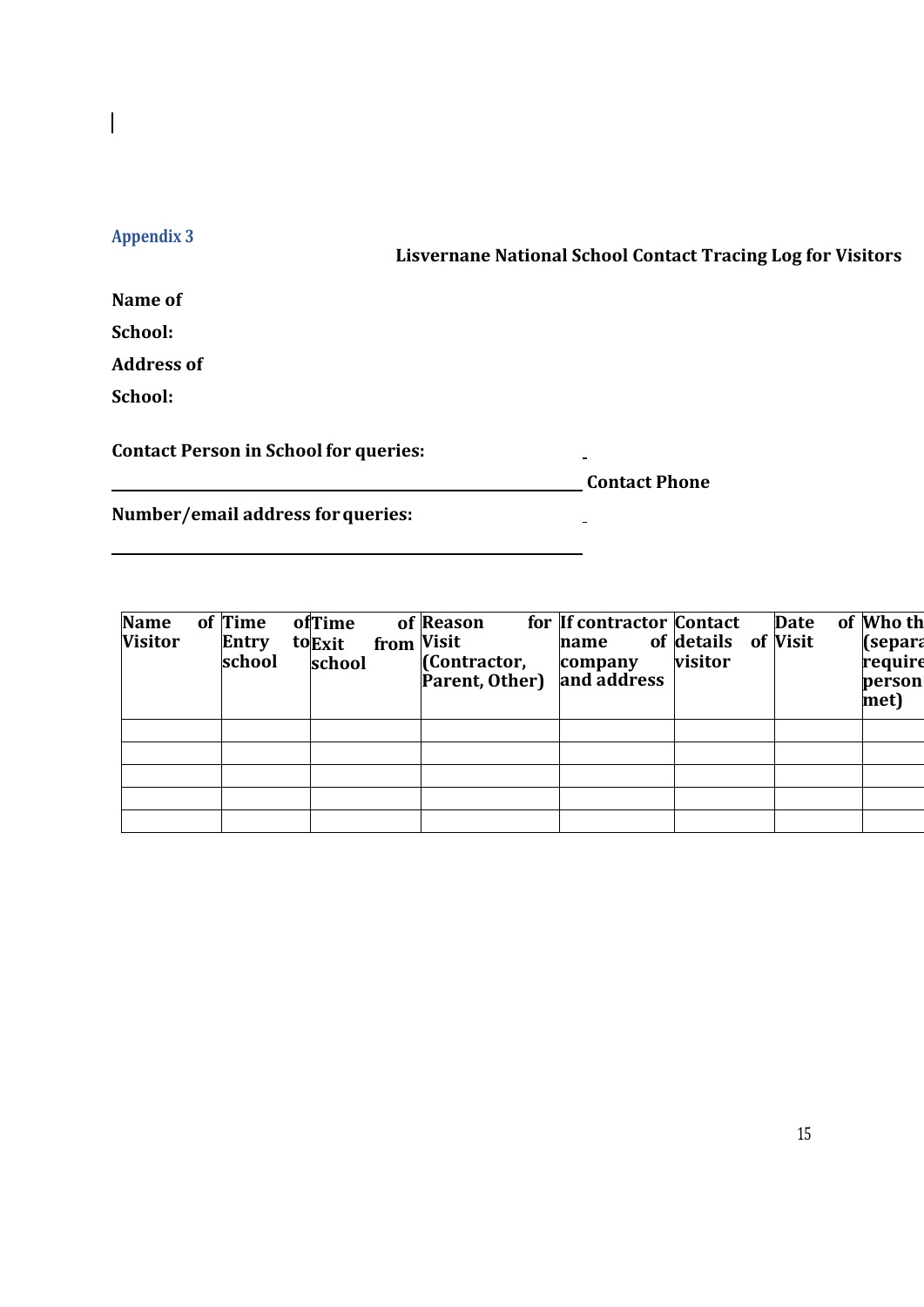Appendix 3

**Lisvernane National School Contact Tracing Log for Visitors**

**Name of School:**

**Address of School:**

**Contact Person in School for queries:** ______________________________

**Contact Phone Number/email address for queries:** ______________________________

| Name of Visitor | Time of Entry to school | Time of Exit from school | Reason for Visit (Contractor, Parent, Other) | If contractor name of company and address | Contact details of visitor | Date of Visit | Who th (separa require person met) |
|---|---|---|---|---|---|---|---|
| | | | | | | | |
| | | | | | | | |
| | | | | | | | |
| | | | | | | | |
| | | | | | | | |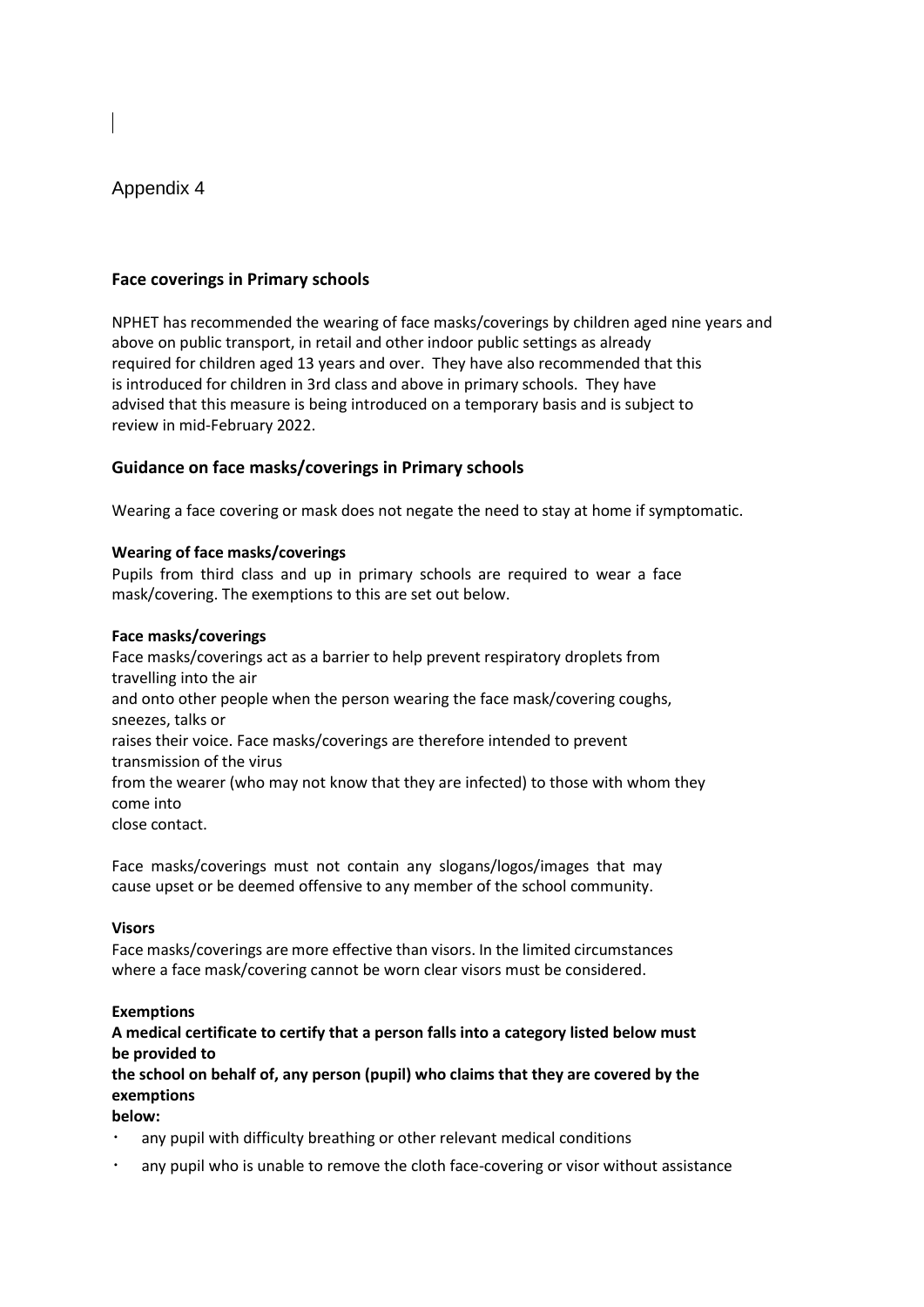Appendix 4

## Face coverings in Primary schools

NPHET has recommended the wearing of face masks/coverings by children aged nine years and above on public transport, in retail and other indoor public settings as already required for children aged 13 years and over. They have also recommended that this is introduced for children in 3rd class and above in primary schools. They have advised that this measure is being introduced on a temporary basis and is subject to review in mid-February 2022.

## Guidance on face masks/coverings in Primary schools

Wearing a face covering or mask does not negate the need to stay at home if symptomatic.

**Wearing of face masks/coverings**

Pupils from third class and up in primary schools are required to wear a face mask/covering. The exemptions to this are set out below.

**Face masks/coverings**

Face masks/coverings act as a barrier to help prevent respiratory droplets from travelling into the air and onto other people when the person wearing the face mask/covering coughs, sneezes, talks or raises their voice. Face masks/coverings are therefore intended to prevent transmission of the virus from the wearer (who may not know that they are infected) to those with whom they come into close contact.

Face masks/coverings must not contain any slogans/logos/images that may cause upset or be deemed offensive to any member of the school community.

**Visors**

Face masks/coverings are more effective than visors. In the limited circumstances where a face mask/covering cannot be worn clear visors must be considered.

**Exemptions**

**A medical certificate to certify that a person falls into a category listed below must be provided to the school on behalf of, any person (pupil) who claims that they are covered by the exemptions below:**

- any pupil with difficulty breathing or other relevant medical conditions
- any pupil who is unable to remove the cloth face-covering or visor without assistance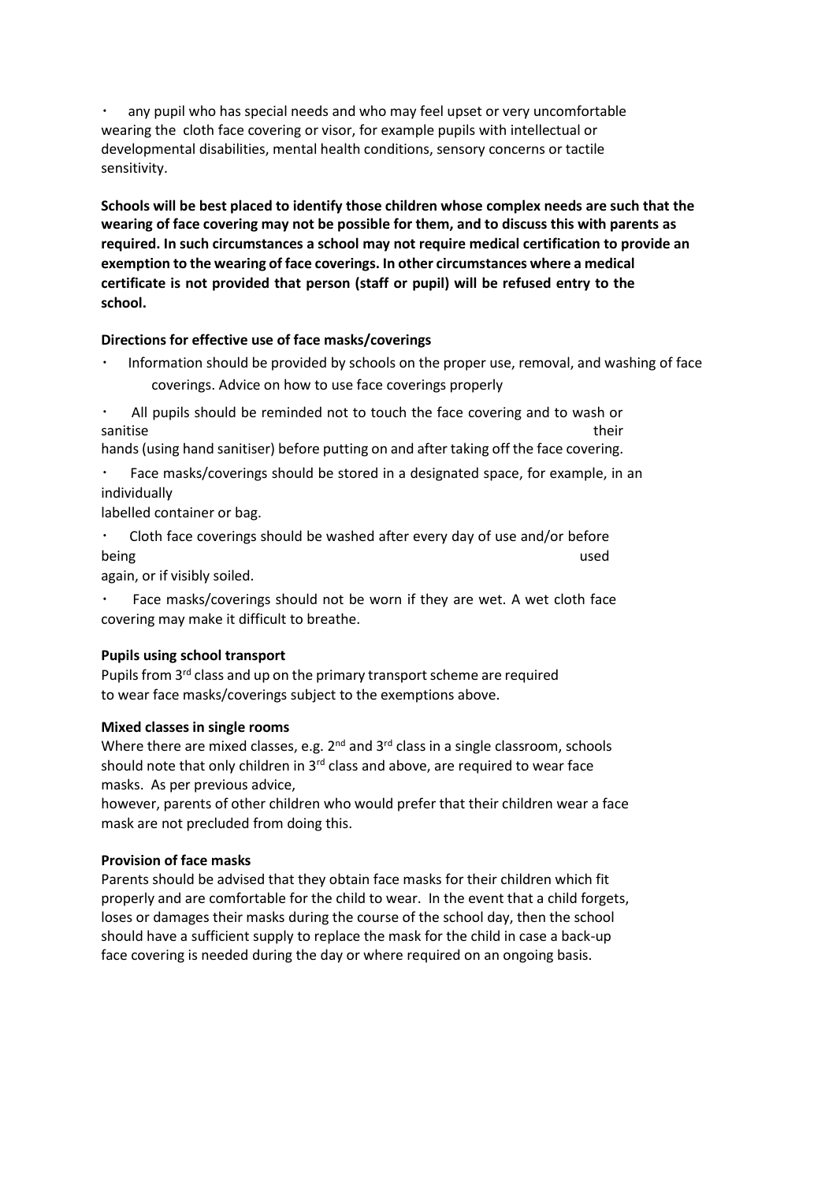- any pupil who has special needs and who may feel upset or very uncomfortable wearing the cloth face covering or visor, for example pupils with intellectual or developmental disabilities, mental health conditions, sensory concerns or tactile sensitivity.

**Schools will be best placed to identify those children whose complex needs are such that the wearing of face covering may not be possible for them, and to discuss this with parents as required. In such circumstances a school may not require medical certification to provide an exemption to the wearing of face coverings. In other circumstances where a medical certificate is not provided that person (staff or pupil) will be refused entry to the school.**

**Directions for effective use of face masks/coverings**

- Information should be provided by schools on the proper use, removal, and washing of face coverings. Advice on how to use face coverings properly
- All pupils should be reminded not to touch the face covering and to wash or sanitise their hands (using hand sanitiser) before putting on and after taking off the face covering.
- Face masks/coverings should be stored in a designated space, for example, in an individually labelled container or bag.
- Cloth face coverings should be washed after every day of use and/or before being used again, or if visibly soiled.
- Face masks/coverings should not be worn if they are wet. A wet cloth face covering may make it difficult to breathe.

**Pupils using school transport**

Pupils from 3rd class and up on the primary transport scheme are required to wear face masks/coverings subject to the exemptions above.

**Mixed classes in single rooms**

Where there are mixed classes, e.g. 2nd and 3rd class in a single classroom, schools should note that only children in 3rd class and above, are required to wear face masks. As per previous advice, however, parents of other children who would prefer that their children wear a face mask are not precluded from doing this.

**Provision of face masks**

Parents should be advised that they obtain face masks for their children which fit properly and are comfortable for the child to wear. In the event that a child forgets, loses or damages their masks during the course of the school day, then the school should have a sufficient supply to replace the mask for the child in case a back-up face covering is needed during the day or where required on an ongoing basis.